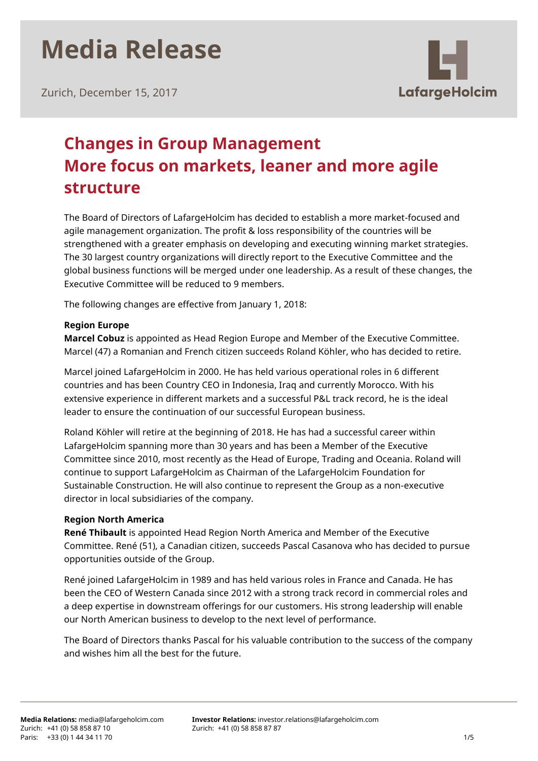# Media Release

Zurich, December 15, 2017

## Changes in Group Management
## More focus on markets, leaner and more agile structure

The Board of Directors of LafargeHolcim has decided to establish a more market-focused and agile management organization. The profit & loss responsibility of the countries will be strengthened with a greater emphasis on developing and executing winning market strategies. The 30 largest country organizations will directly report to the Executive Committee and the global business functions will be merged under one leadership. As a result of these changes, the Executive Committee will be reduced to 9 members.

The following changes are effective from January 1, 2018:

**Region Europe**
**Marcel Cobuz** is appointed as Head Region Europe and Member of the Executive Committee. Marcel (47) a Romanian and French citizen succeeds Roland Köhler, who has decided to retire.

Marcel joined LafargeHolcim in 2000. He has held various operational roles in 6 different countries and has been Country CEO in Indonesia, Iraq and currently Morocco. With his extensive experience in different markets and a successful P&L track record, he is the ideal leader to ensure the continuation of our successful European business.

Roland Köhler will retire at the beginning of 2018. He has had a successful career within LafargeHolcim spanning more than 30 years and has been a Member of the Executive Committee since 2010, most recently as the Head of Europe, Trading and Oceania. Roland will continue to support LafargeHolcim as Chairman of the LafargeHolcim Foundation for Sustainable Construction. He will also continue to represent the Group as a non-executive director in local subsidiaries of the company.

**Region North America**
**René Thibault** is appointed Head Region North America and Member of the Executive Committee. René (51), a Canadian citizen, succeeds Pascal Casanova who has decided to pursue opportunities outside of the Group.

René joined LafargeHolcim in 1989 and has held various roles in France and Canada. He has been the CEO of Western Canada since 2012 with a strong track record in commercial roles and a deep expertise in downstream offerings for our customers. His strong leadership will enable our North American business to develop to the next level of performance.

The Board of Directors thanks Pascal for his valuable contribution to the success of the company and wishes him all the best for the future.

**Media Relations:** media@lafargeholcim.com
Zurich: +41 (0) 58 858 87 10
Paris: +33 (0) 1 44 34 11 70

**Investor Relations:** investor.relations@lafargeholcim.com
Zurich: +41 (0) 58 858 87 87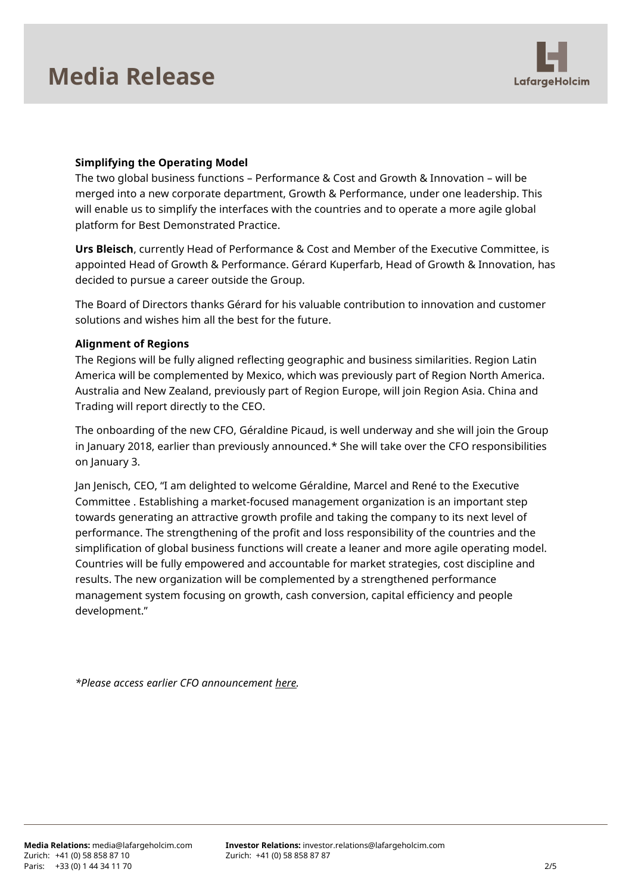**Simplifying the Operating Model**

The two global business functions – Performance & Cost and Growth & Innovation – will be merged into a new corporate department, Growth & Performance, under one leadership. This will enable us to simplify the interfaces with the countries and to operate a more agile global platform for Best Demonstrated Practice.

**Urs Bleisch**, currently Head of Performance & Cost and Member of the Executive Committee, is appointed Head of Growth & Performance. Gérard Kuperfarb, Head of Growth & Innovation, has decided to pursue a career outside the Group.

The Board of Directors thanks Gérard for his valuable contribution to innovation and customer solutions and wishes him all the best for the future.

**Alignment of Regions**

The Regions will be fully aligned reflecting geographic and business similarities. Region Latin America will be complemented by Mexico, which was previously part of Region North America. Australia and New Zealand, previously part of Region Europe, will join Region Asia. China and Trading will report directly to the CEO.

The onboarding of the new CFO, Géraldine Picaud, is well underway and she will join the Group in January 2018, earlier than previously announced.* She will take over the CFO responsibilities on January 3.

Jan Jenisch, CEO, "I am delighted to welcome Géraldine, Marcel and René to the Executive Committee . Establishing a market-focused management organization is an important step towards generating an attractive growth profile and taking the company to its next level of performance. The strengthening of the profit and loss responsibility of the countries and the simplification of global business functions will create a leaner and more agile operating model. Countries will be fully empowered and accountable for market strategies, cost discipline and results. The new organization will be complemented by a strengthened performance management system focusing on growth, cash conversion, capital efficiency and people development."

*\*Please access earlier CFO announcement here.*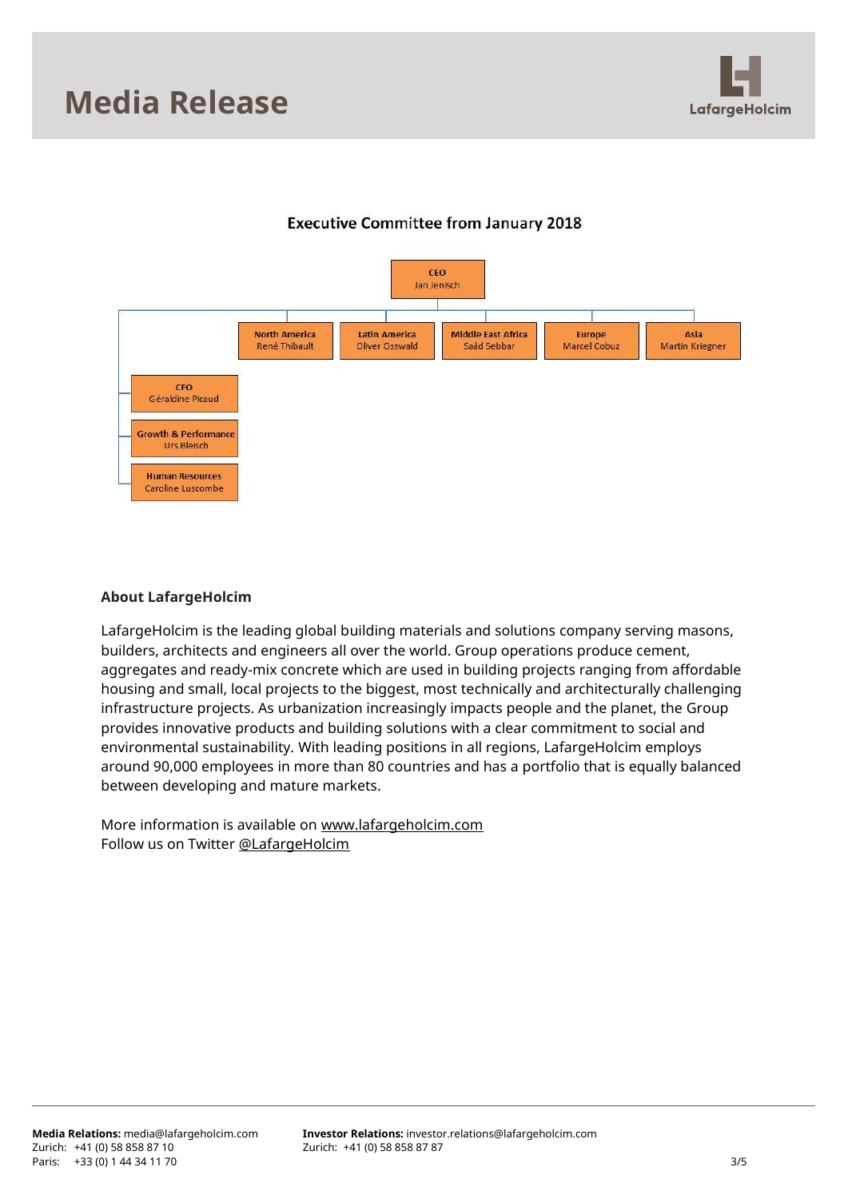### Executive Committee from January 2018

- **CEO** – Jan Jenisch
  - **North America** – René Thibault
  - **Latin America** – Oliver Osswald
  - **Middle East Africa** – Saâd Sebbar
  - **Europe** – Marcel Cobuz
  - **Asia** – Martin Kriegner
  - **CFO** – Géraldine Picaud
  - **Growth & Performance** – Urs Bleisch
  - **Human Resources** – Caroline Luscombe

**About LafargeHolcim**

LafargeHolcim is the leading global building materials and solutions company serving masons, builders, architects and engineers all over the world. Group operations produce cement, aggregates and ready-mix concrete which are used in building projects ranging from affordable housing and small, local projects to the biggest, most technically and architecturally challenging infrastructure projects. As urbanization increasingly impacts people and the planet, the Group provides innovative products and building solutions with a clear commitment to social and environmental sustainability. With leading positions in all regions, LafargeHolcim employs around 90,000 employees in more than 80 countries and has a portfolio that is equally balanced between developing and mature markets.

More information is available on www.lafargeholcim.com
Follow us on Twitter @LafargeHolcim

**Media Relations:** media@lafargeholcim.com
Zurich: +41 (0) 58 858 87 10
Paris: +33 (0) 1 44 34 11 70

**Investor Relations:** investor.relations@lafargeholcim.com
Zurich: +41 (0) 58 858 87 87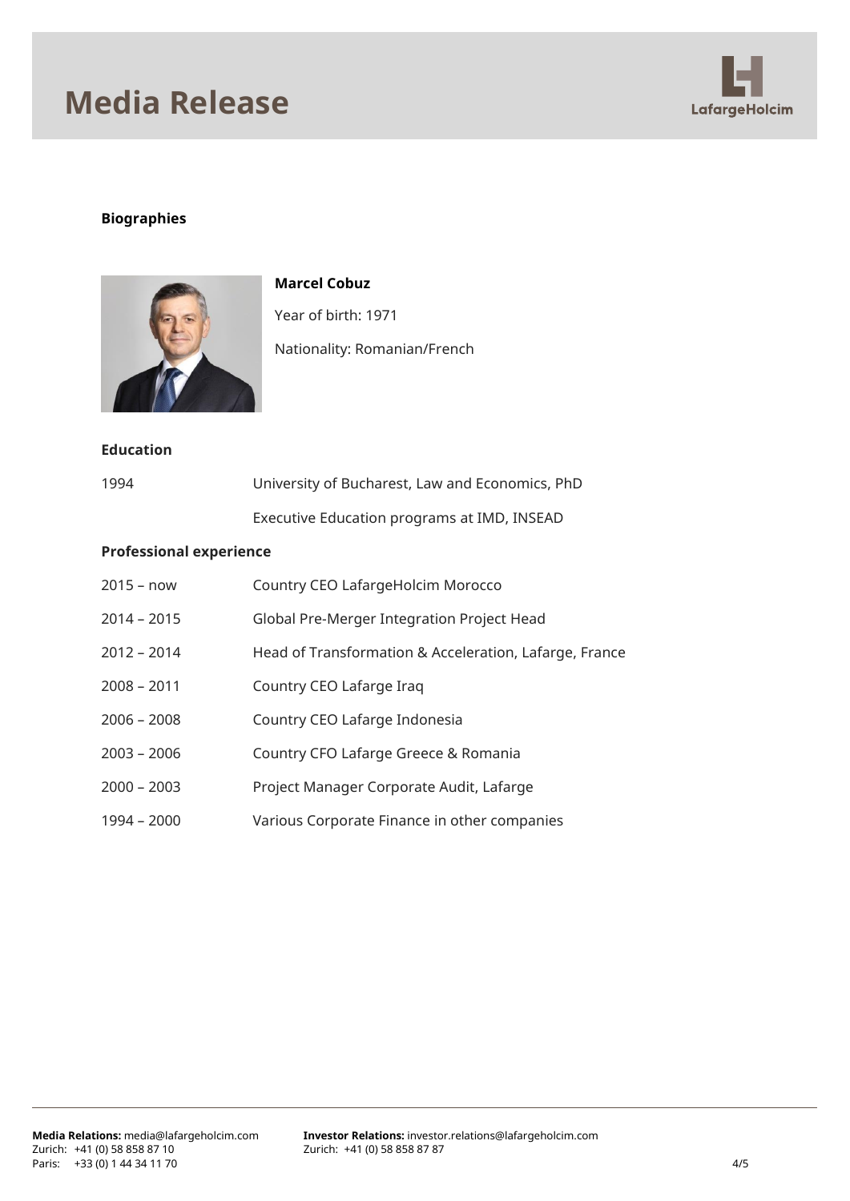# Media Release

**Biographies**

**Marcel Cobuz**

Year of birth: 1971

Nationality: Romanian/French

**Education**

| | |
|---|---|
| 1994 | University of Bucharest, Law and Economics, PhD |
| | Executive Education programs at IMD, INSEAD |

**Professional experience**

| | |
|---|---|
| 2015 – now | Country CEO LafargeHolcim Morocco |
| 2014 – 2015 | Global Pre-Merger Integration Project Head |
| 2012 – 2014 | Head of Transformation & Acceleration, Lafarge, France |
| 2008 – 2011 | Country CEO Lafarge Iraq |
| 2006 – 2008 | Country CEO Lafarge Indonesia |
| 2003 – 2006 | Country CFO Lafarge Greece & Romania |
| 2000 – 2003 | Project Manager Corporate Audit, Lafarge |
| 1994 – 2000 | Various Corporate Finance in other companies |

**Media Relations:** media@lafargeholcim.com
Zurich: +41 (0) 58 858 87 10
Paris: +33 (0) 1 44 34 11 70

**Investor Relations:** investor.relations@lafargeholcim.com
Zurich: +41 (0) 58 858 87 87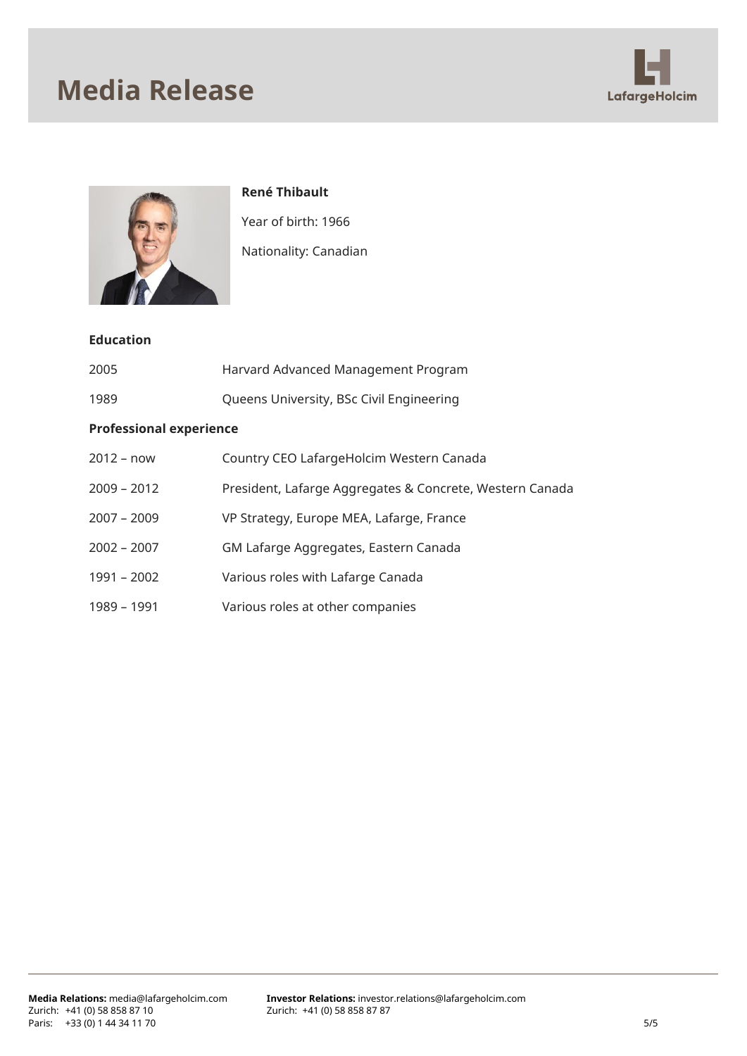# Media Release

**René Thibault**

Year of birth: 1966

Nationality: Canadian

**Education**

| | |
|---|---|
| 2005 | Harvard Advanced Management Program |
| 1989 | Queens University, BSc Civil Engineering |

**Professional experience**

| | |
|---|---|
| 2012 – now | Country CEO LafargeHolcim Western Canada |
| 2009 – 2012 | President, Lafarge Aggregates & Concrete, Western Canada |
| 2007 – 2009 | VP Strategy, Europe MEA, Lafarge, France |
| 2002 – 2007 | GM Lafarge Aggregates, Eastern Canada |
| 1991 – 2002 | Various roles with Lafarge Canada |
| 1989 – 1991 | Various roles at other companies |

**Media Relations:** media@lafargeholcim.com
Zurich: +41 (0) 58 858 87 10
Paris: +33 (0) 1 44 34 11 70

**Investor Relations:** investor.relations@lafargeholcim.com
Zurich: +41 (0) 58 858 87 87